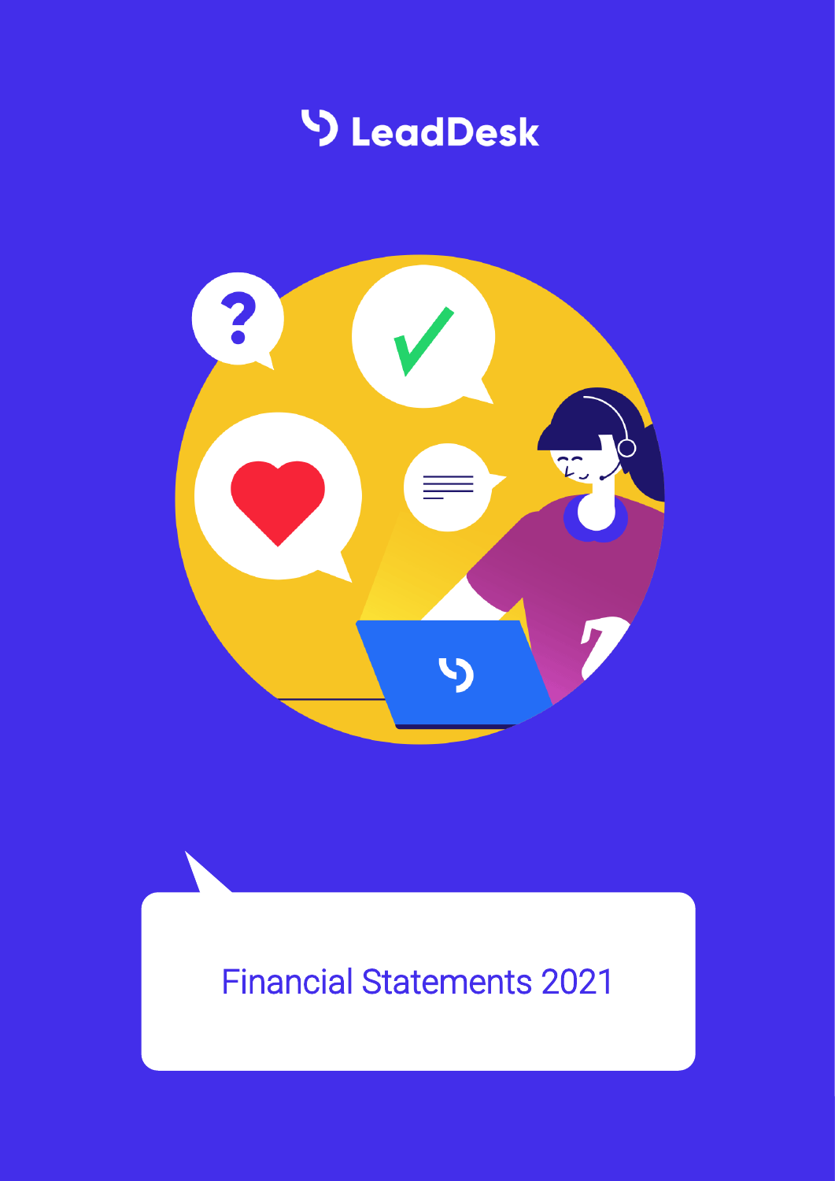LeadDesk

# Financial Statements 2021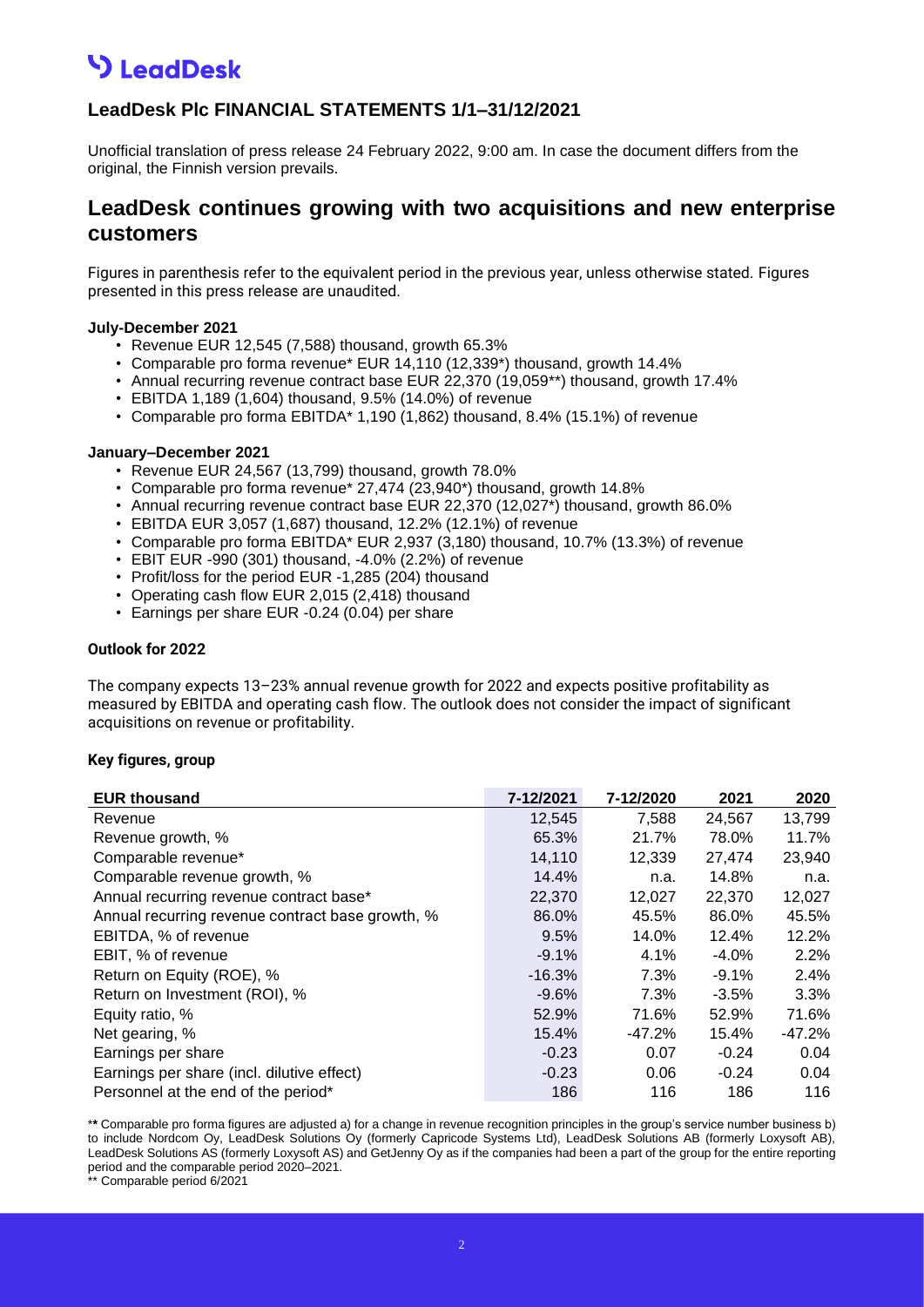# LeadDesk

## LeadDesk Plc FINANCIAL STATEMENTS 1/1–31/12/2021

Unofficial translation of press release 24 February 2022, 9:00 am. In case the document differs from the original, the Finnish version prevails.

## LeadDesk continues growing with two acquisitions and new enterprise customers

Figures in parenthesis refer to the equivalent period in the previous year, unless otherwise stated. Figures presented in this press release are unaudited.

**July-December 2021**

- Revenue EUR 12,545 (7,588) thousand, growth 65.3%
- Comparable pro forma revenue* EUR 14,110 (12,339*) thousand, growth 14.4%
- Annual recurring revenue contract base EUR 22,370 (19,059**) thousand, growth 17.4%
- EBITDA 1,189 (1,604) thousand, 9.5% (14.0%) of revenue
- Comparable pro forma EBITDA* 1,190 (1,862) thousand, 8.4% (15.1%) of revenue

**January–December 2021**

- Revenue EUR 24,567 (13,799) thousand, growth 78.0%
- Comparable pro forma revenue* 27,474 (23,940*) thousand, growth 14.8%
- Annual recurring revenue contract base EUR 22,370 (12,027*) thousand, growth 86.0%
- EBITDA EUR 3,057 (1,687) thousand, 12.2% (12.1%) of revenue
- Comparable pro forma EBITDA* EUR 2,937 (3,180) thousand, 10.7% (13.3%) of revenue
- EBIT EUR -990 (301) thousand, -4.0% (2.2%) of revenue
- Profit/loss for the period EUR -1,285 (204) thousand
- Operating cash flow EUR 2,015 (2,418) thousand
- Earnings per share EUR -0.24 (0.04) per share

**Outlook for 2022**

The company expects 13–23% annual revenue growth for 2022 and expects positive profitability as measured by EBITDA and operating cash flow. The outlook does not consider the impact of significant acquisitions on revenue or profitability.

**Key figures, group**

| EUR thousand | 7-12/2021 | 7-12/2020 | 2021 | 2020 |
|---|---|---|---|---|
| Revenue | 12,545 | 7,588 | 24,567 | 13,799 |
| Revenue growth, % | 65.3% | 21.7% | 78.0% | 11.7% |
| Comparable revenue* | 14,110 | 12,339 | 27,474 | 23,940 |
| Comparable revenue growth, % | 14.4% | n.a. | 14.8% | n.a. |
| Annual recurring revenue contract base* | 22,370 | 12,027 | 22,370 | 12,027 |
| Annual recurring revenue contract base growth, % | 86.0% | 45.5% | 86.0% | 45.5% |
| EBITDA, % of revenue | 9.5% | 14.0% | 12.4% | 12.2% |
| EBIT, % of revenue | -9.1% | 4.1% | -4.0% | 2.2% |
| Return on Equity (ROE), % | -16.3% | 7.3% | -9.1% | 2.4% |
| Return on Investment (ROI), % | -9.6% | 7.3% | -3.5% | 3.3% |
| Equity ratio, % | 52.9% | 71.6% | 52.9% | 71.6% |
| Net gearing, % | 15.4% | -47.2% | 15.4% | -47.2% |
| Earnings per share | -0.23 | 0.07 | -0.24 | 0.04 |
| Earnings per share (incl. dilutive effect) | -0.23 | 0.06 | -0.24 | 0.04 |
| Personnel at the end of the period* | 186 | 116 | 186 | 116 |

** Comparable pro forma figures are adjusted a) for a change in revenue recognition principles in the group's service number business b) to include Nordcom Oy, LeadDesk Solutions Oy (formerly Capricode Systems Ltd), LeadDesk Solutions AB (formerly Loxysoft AB), LeadDesk Solutions AS (formerly Loxysoft AS) and GetJenny Oy as if the companies had been a part of the group for the entire reporting period and the comparable period 2020–2021.

** Comparable period 6/2021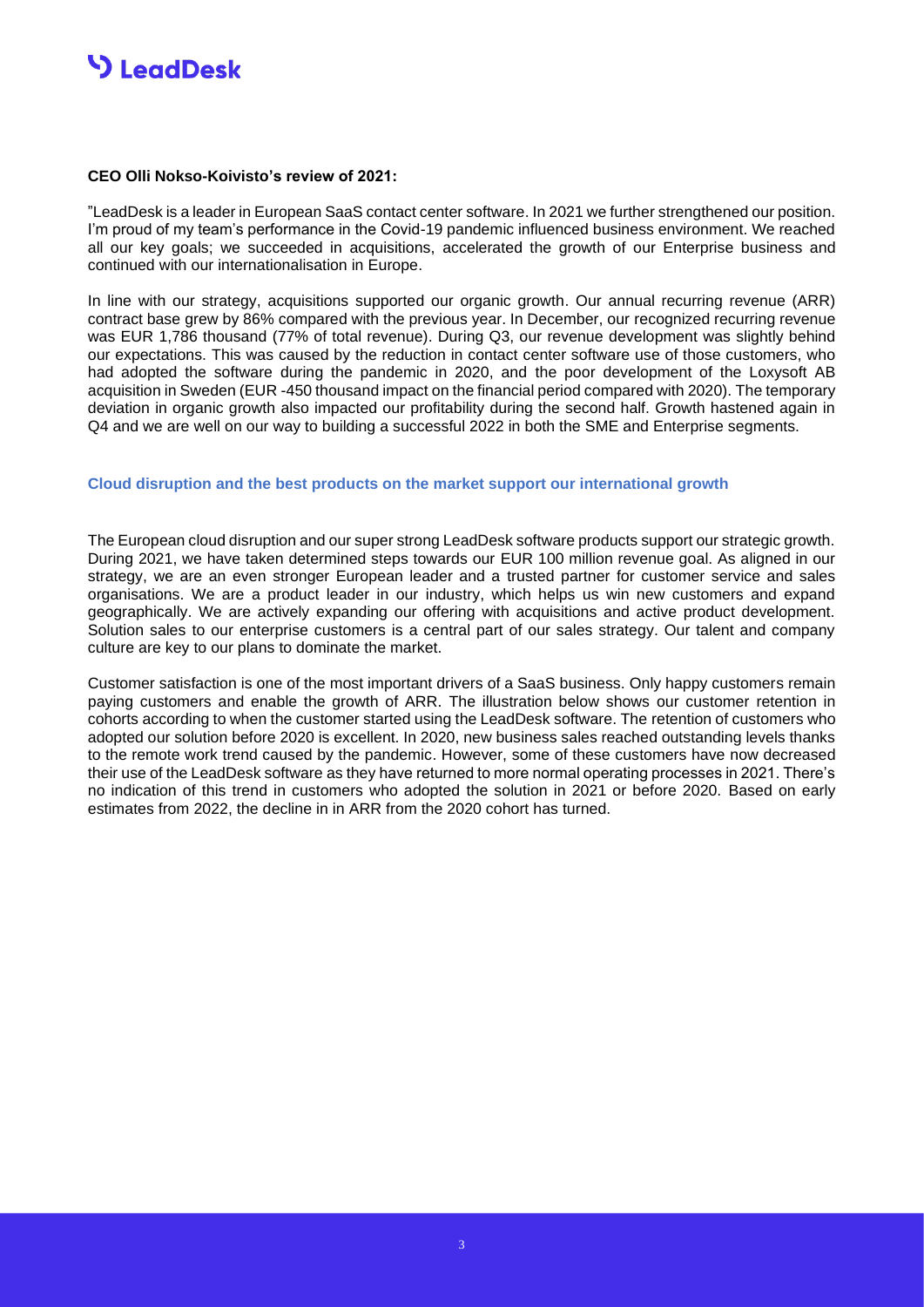**CEO Olli Nokso-Koivisto's review of 2021:**

"LeadDesk is a leader in European SaaS contact center software. In 2021 we further strengthened our position. I'm proud of my team's performance in the Covid-19 pandemic influenced business environment. We reached all our key goals; we succeeded in acquisitions, accelerated the growth of our Enterprise business and continued with our internationalisation in Europe.

In line with our strategy, acquisitions supported our organic growth. Our annual recurring revenue (ARR) contract base grew by 86% compared with the previous year. In December, our recognized recurring revenue was EUR 1,786 thousand (77% of total revenue). During Q3, our revenue development was slightly behind our expectations. This was caused by the reduction in contact center software use of those customers, who had adopted the software during the pandemic in 2020, and the poor development of the Loxysoft AB acquisition in Sweden (EUR -450 thousand impact on the financial period compared with 2020). The temporary deviation in organic growth also impacted our profitability during the second half. Growth hastened again in Q4 and we are well on our way to building a successful 2022 in both the SME and Enterprise segments.

## Cloud disruption and the best products on the market support our international growth

The European cloud disruption and our super strong LeadDesk software products support our strategic growth. During 2021, we have taken determined steps towards our EUR 100 million revenue goal. As aligned in our strategy, we are an even stronger European leader and a trusted partner for customer service and sales organisations. We are a product leader in our industry, which helps us win new customers and expand geographically. We are actively expanding our offering with acquisitions and active product development. Solution sales to our enterprise customers is a central part of our sales strategy. Our talent and company culture are key to our plans to dominate the market.

Customer satisfaction is one of the most important drivers of a SaaS business. Only happy customers remain paying customers and enable the growth of ARR. The illustration below shows our customer retention in cohorts according to when the customer started using the LeadDesk software. The retention of customers who adopted our solution before 2020 is excellent. In 2020, new business sales reached outstanding levels thanks to the remote work trend caused by the pandemic. However, some of these customers have now decreased their use of the LeadDesk software as they have returned to more normal operating processes in 2021. There's no indication of this trend in customers who adopted the solution in 2021 or before 2020. Based on early estimates from 2022, the decline in in ARR from the 2020 cohort has turned.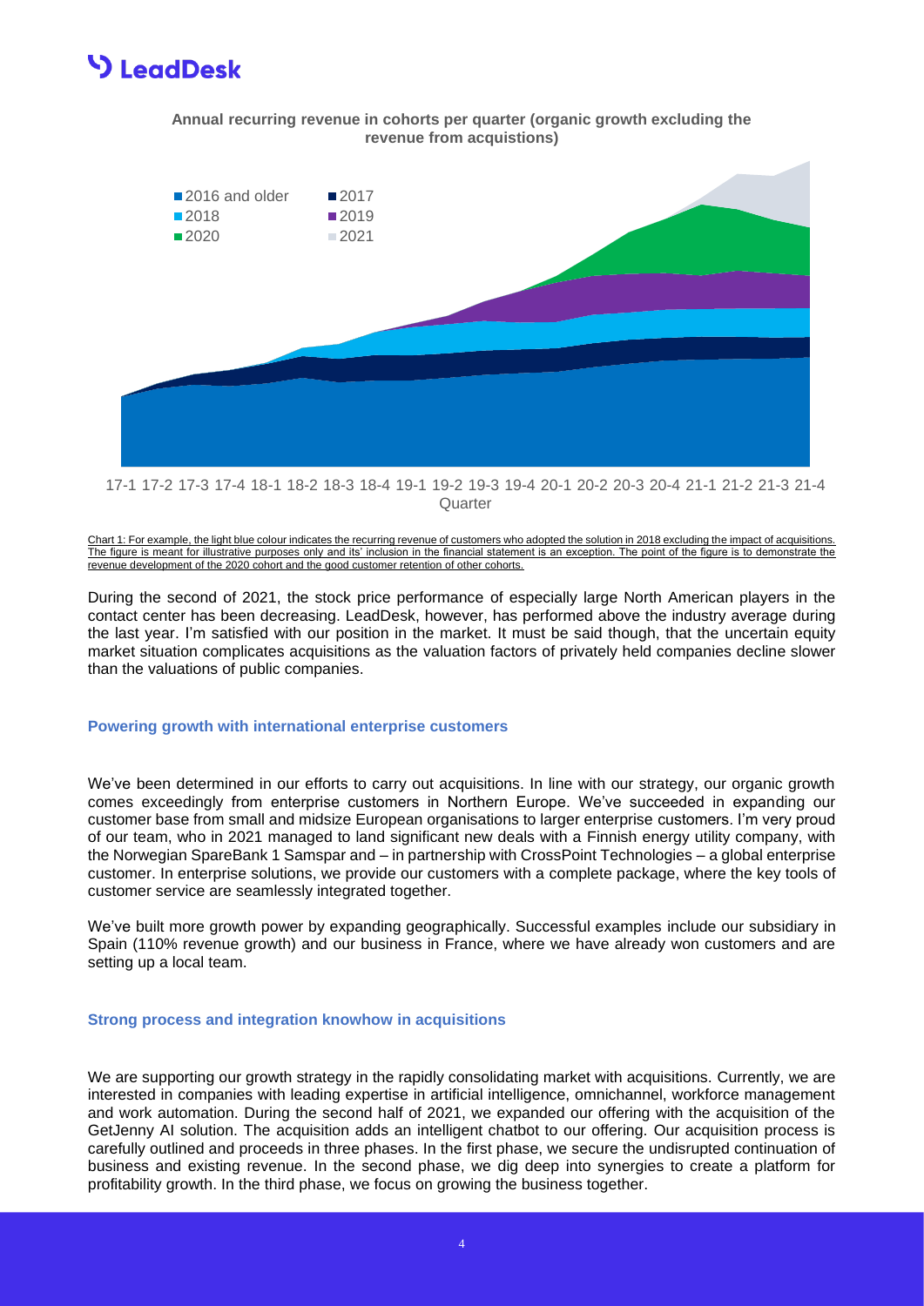**Annual recurring revenue in cohorts per quarter (organic growth excluding the revenue from acquistions)**

2016 and older, 2017, 2018, 2019, 2020, 2021

17-1 17-2 17-3 17-4 18-1 18-2 18-3 18-4 19-1 19-2 19-3 19-4 20-1 20-2 20-3 20-4 21-1 21-2 21-3 21-4

Quarter

Chart 1: For example, the light blue colour indicates the recurring revenue of customers who adopted the solution in 2018 excluding the impact of acquisitions. The figure is meant for illustrative purposes only and its' inclusion in the financial statement is an exception. The point of the figure is to demonstrate the revenue development of the 2020 cohort and the good customer retention of other cohorts.

During the second of 2021, the stock price performance of especially large North American players in the contact center has been decreasing. LeadDesk, however, has performed above the industry average during the last year. I'm satisfied with our position in the market. It must be said though, that the uncertain equity market situation complicates acquisitions as the valuation factors of privately held companies decline slower than the valuations of public companies.

### Powering growth with international enterprise customers

We've been determined in our efforts to carry out acquisitions. In line with our strategy, our organic growth comes exceedingly from enterprise customers in Northern Europe. We've succeeded in expanding our customer base from small and midsize European organisations to larger enterprise customers. I'm very proud of our team, who in 2021 managed to land significant new deals with a Finnish energy utility company, with the Norwegian SpareBank 1 Samspar and – in partnership with CrossPoint Technologies – a global enterprise customer. In enterprise solutions, we provide our customers with a complete package, where the key tools of customer service are seamlessly integrated together.

We've built more growth power by expanding geographically. Successful examples include our subsidiary in Spain (110% revenue growth) and our business in France, where we have already won customers and are setting up a local team.

### Strong process and integration knowhow in acquisitions

We are supporting our growth strategy in the rapidly consolidating market with acquisitions. Currently, we are interested in companies with leading expertise in artificial intelligence, omnichannel, workforce management and work automation. During the second half of 2021, we expanded our offering with the acquisition of the GetJenny AI solution. The acquisition adds an intelligent chatbot to our offering. Our acquisition process is carefully outlined and proceeds in three phases. In the first phase, we secure the undisrupted continuation of business and existing revenue. In the second phase, we dig deep into synergies to create a platform for profitability growth. In the third phase, we focus on growing the business together.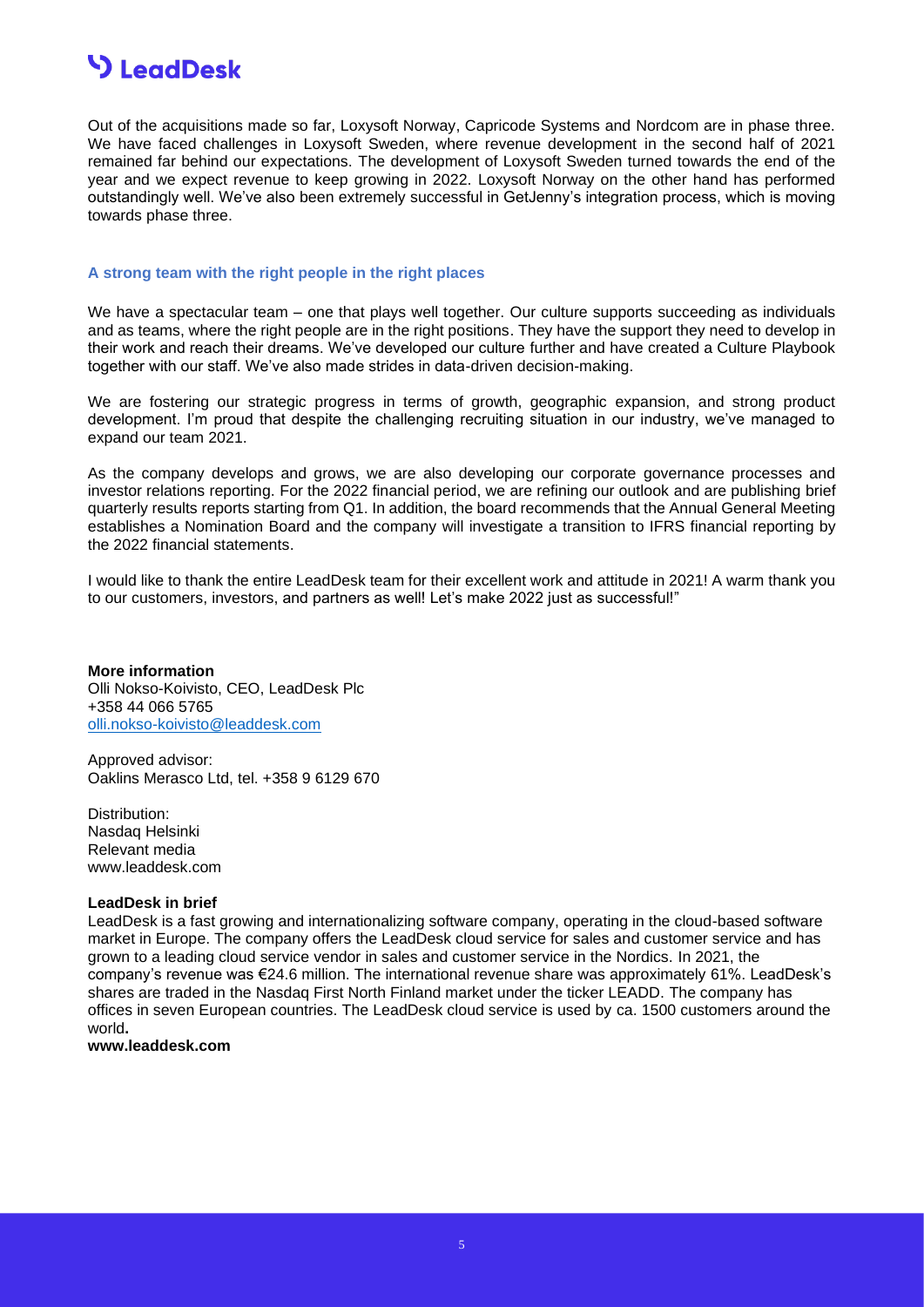Out of the acquisitions made so far, Loxysoft Norway, Capricode Systems and Nordcom are in phase three. We have faced challenges in Loxysoft Sweden, where revenue development in the second half of 2021 remained far behind our expectations. The development of Loxysoft Sweden turned towards the end of the year and we expect revenue to keep growing in 2022. Loxysoft Norway on the other hand has performed outstandingly well. We've also been extremely successful in GetJenny's integration process, which is moving towards phase three.

### A strong team with the right people in the right places

We have a spectacular team – one that plays well together. Our culture supports succeeding as individuals and as teams, where the right people are in the right positions. They have the support they need to develop in their work and reach their dreams. We've developed our culture further and have created a Culture Playbook together with our staff. We've also made strides in data-driven decision-making.

We are fostering our strategic progress in terms of growth, geographic expansion, and strong product development. I'm proud that despite the challenging recruiting situation in our industry, we've managed to expand our team 2021.

As the company develops and grows, we are also developing our corporate governance processes and investor relations reporting. For the 2022 financial period, we are refining our outlook and are publishing brief quarterly results reports starting from Q1. In addition, the board recommends that the Annual General Meeting establishes a Nomination Board and the company will investigate a transition to IFRS financial reporting by the 2022 financial statements.

I would like to thank the entire LeadDesk team for their excellent work and attitude in 2021! A warm thank you to our customers, investors, and partners as well! Let's make 2022 just as successful!"

**More information**
Olli Nokso-Koivisto, CEO, LeadDesk Plc
+358 44 066 5765
olli.nokso-koivisto@leaddesk.com

Approved advisor:
Oaklins Merasco Ltd, tel. +358 9 6129 670

Distribution:
Nasdaq Helsinki
Relevant media
www.leaddesk.com

**LeadDesk in brief**
LeadDesk is a fast growing and internationalizing software company, operating in the cloud-based software market in Europe. The company offers the LeadDesk cloud service for sales and customer service and has grown to a leading cloud service vendor in sales and customer service in the Nordics. In 2021, the company's revenue was €24.6 million. The international revenue share was approximately 61%. LeadDesk's shares are traded in the Nasdaq First North Finland market under the ticker LEADD. The company has offices in seven European countries. The LeadDesk cloud service is used by ca. 1500 customers around the world**.**
**www.leaddesk.com**